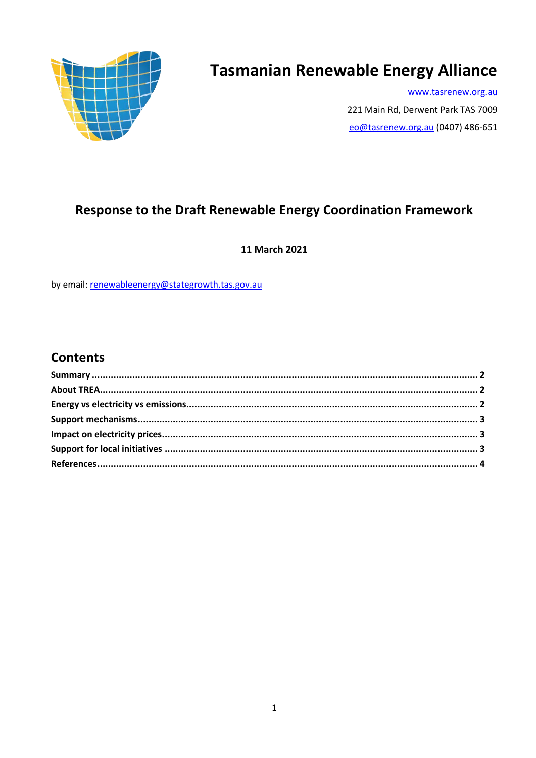# Tasmanian Renewable Energy Alliance

www.tasrenew.org.au

221 Main Rd, Derwent Park TAS 7009

eo@tasrenew.org.au (0407) 486-651

## Response to the Draft Renewable Energy Coordination Framework

**11 March 2021**

by email: renewableenergy@stategrowth.tas.gov.au

## Contents

**Summary** .......... **2**
**About TREA** .......... **2**
**Energy vs electricity vs emissions** .......... **2**
**Support mechanisms** .......... **3**
**Impact on electricity prices** .......... **3**
**Support for local initiatives** .......... **3**
**References** .......... **4**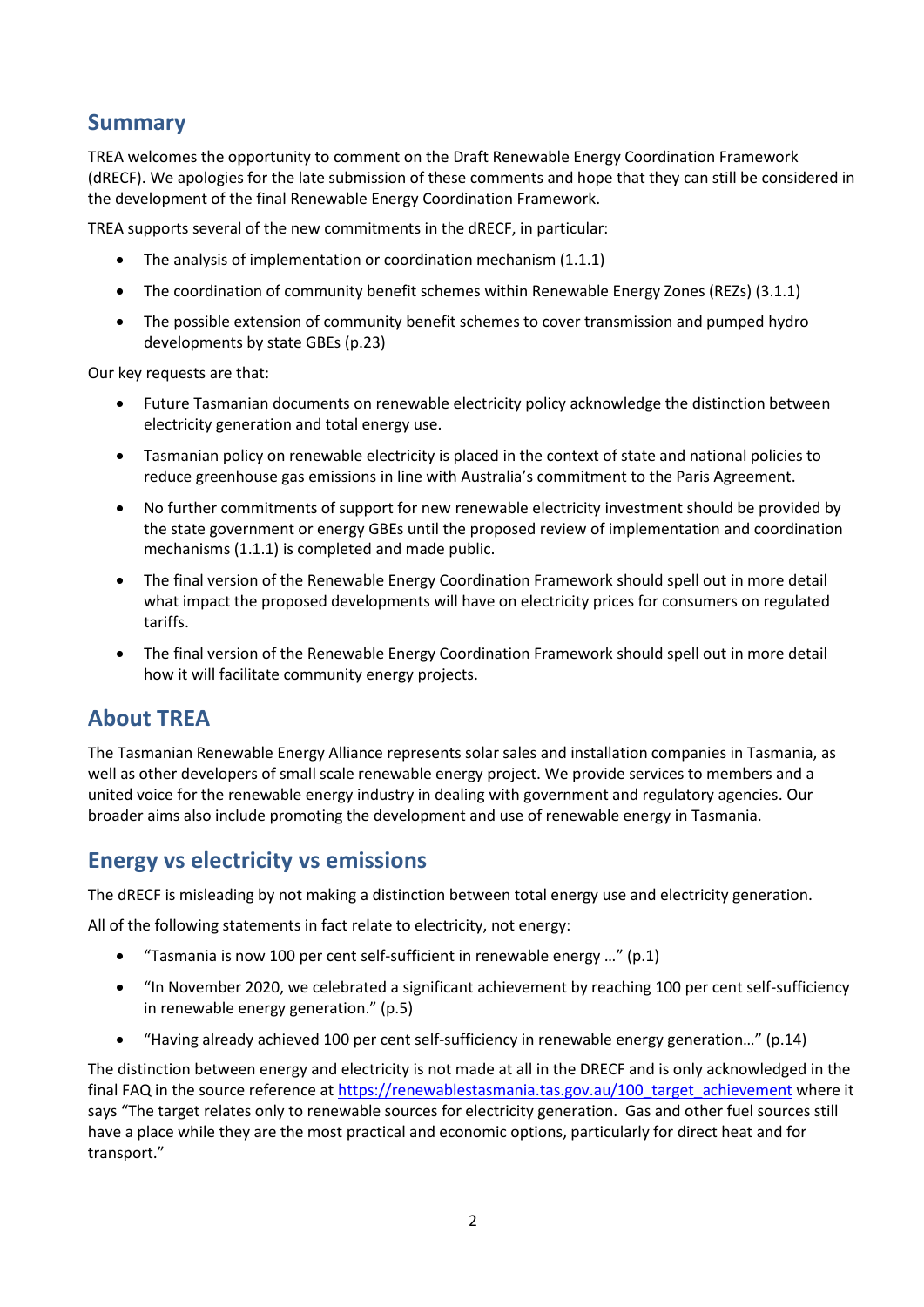## Summary

TREA welcomes the opportunity to comment on the Draft Renewable Energy Coordination Framework (dRECF). We apologies for the late submission of these comments and hope that they can still be considered in the development of the final Renewable Energy Coordination Framework.

TREA supports several of the new commitments in the dRECF, in particular:

- The analysis of implementation or coordination mechanism (1.1.1)
- The coordination of community benefit schemes within Renewable Energy Zones (REZs) (3.1.1)
- The possible extension of community benefit schemes to cover transmission and pumped hydro developments by state GBEs (p.23)

Our key requests are that:

- Future Tasmanian documents on renewable electricity policy acknowledge the distinction between electricity generation and total energy use.
- Tasmanian policy on renewable electricity is placed in the context of state and national policies to reduce greenhouse gas emissions in line with Australia's commitment to the Paris Agreement.
- No further commitments of support for new renewable electricity investment should be provided by the state government or energy GBEs until the proposed review of implementation and coordination mechanisms (1.1.1) is completed and made public.
- The final version of the Renewable Energy Coordination Framework should spell out in more detail what impact the proposed developments will have on electricity prices for consumers on regulated tariffs.
- The final version of the Renewable Energy Coordination Framework should spell out in more detail how it will facilitate community energy projects.

## About TREA

The Tasmanian Renewable Energy Alliance represents solar sales and installation companies in Tasmania, as well as other developers of small scale renewable energy project. We provide services to members and a united voice for the renewable energy industry in dealing with government and regulatory agencies. Our broader aims also include promoting the development and use of renewable energy in Tasmania.

## Energy vs electricity vs emissions

The dRECF is misleading by not making a distinction between total energy use and electricity generation.

All of the following statements in fact relate to electricity, not energy:

- "Tasmania is now 100 per cent self-sufficient in renewable energy …" (p.1)
- "In November 2020, we celebrated a significant achievement by reaching 100 per cent self-sufficiency in renewable energy generation." (p.5)
- "Having already achieved 100 per cent self-sufficiency in renewable energy generation…" (p.14)

The distinction between energy and electricity is not made at all in the DRECF and is only acknowledged in the final FAQ in the source reference at https://renewablestasmania.tas.gov.au/100_target_achievement where it says "The target relates only to renewable sources for electricity generation. Gas and other fuel sources still have a place while they are the most practical and economic options, particularly for direct heat and for transport."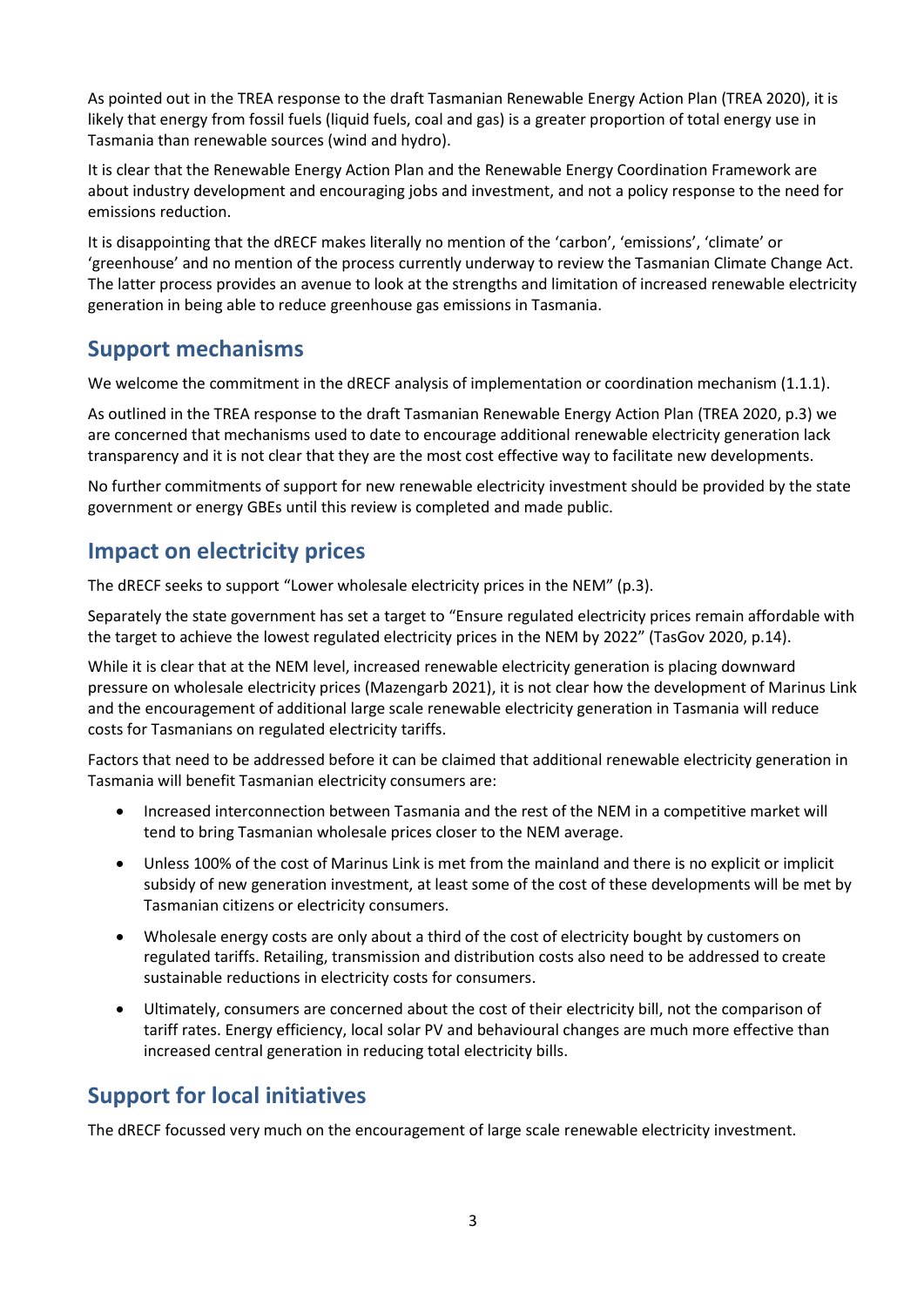As pointed out in the TREA response to the draft Tasmanian Renewable Energy Action Plan (TREA 2020), it is likely that energy from fossil fuels (liquid fuels, coal and gas) is a greater proportion of total energy use in Tasmania than renewable sources (wind and hydro).

It is clear that the Renewable Energy Action Plan and the Renewable Energy Coordination Framework are about industry development and encouraging jobs and investment, and not a policy response to the need for emissions reduction.

It is disappointing that the dRECF makes literally no mention of the 'carbon', 'emissions', 'climate' or 'greenhouse' and no mention of the process currently underway to review the Tasmanian Climate Change Act. The latter process provides an avenue to look at the strengths and limitation of increased renewable electricity generation in being able to reduce greenhouse gas emissions in Tasmania.

## Support mechanisms

We welcome the commitment in the dRECF analysis of implementation or coordination mechanism (1.1.1).

As outlined in the TREA response to the draft Tasmanian Renewable Energy Action Plan (TREA 2020, p.3) we are concerned that mechanisms used to date to encourage additional renewable electricity generation lack transparency and it is not clear that they are the most cost effective way to facilitate new developments.

No further commitments of support for new renewable electricity investment should be provided by the state government or energy GBEs until this review is completed and made public.

## Impact on electricity prices

The dRECF seeks to support "Lower wholesale electricity prices in the NEM" (p.3).

Separately the state government has set a target to "Ensure regulated electricity prices remain affordable with the target to achieve the lowest regulated electricity prices in the NEM by 2022" (TasGov 2020, p.14).

While it is clear that at the NEM level, increased renewable electricity generation is placing downward pressure on wholesale electricity prices (Mazengarb 2021), it is not clear how the development of Marinus Link and the encouragement of additional large scale renewable electricity generation in Tasmania will reduce costs for Tasmanians on regulated electricity tariffs.

Factors that need to be addressed before it can be claimed that additional renewable electricity generation in Tasmania will benefit Tasmanian electricity consumers are:

- Increased interconnection between Tasmania and the rest of the NEM in a competitive market will tend to bring Tasmanian wholesale prices closer to the NEM average.
- Unless 100% of the cost of Marinus Link is met from the mainland and there is no explicit or implicit subsidy of new generation investment, at least some of the cost of these developments will be met by Tasmanian citizens or electricity consumers.
- Wholesale energy costs are only about a third of the cost of electricity bought by customers on regulated tariffs. Retailing, transmission and distribution costs also need to be addressed to create sustainable reductions in electricity costs for consumers.
- Ultimately, consumers are concerned about the cost of their electricity bill, not the comparison of tariff rates. Energy efficiency, local solar PV and behavioural changes are much more effective than increased central generation in reducing total electricity bills.

## Support for local initiatives

The dRECF focussed very much on the encouragement of large scale renewable electricity investment.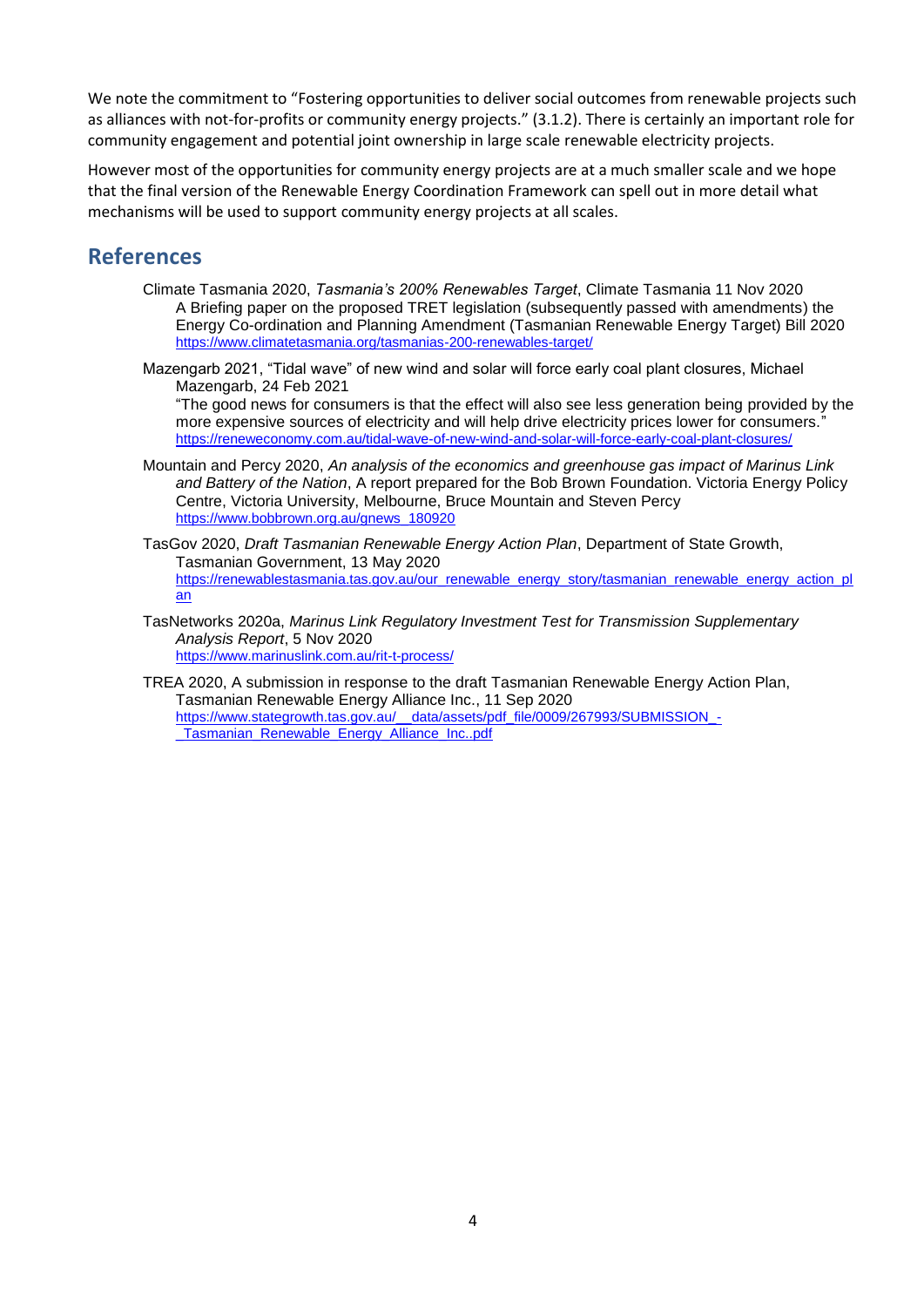We note the commitment to "Fostering opportunities to deliver social outcomes from renewable projects such as alliances with not-for-profits or community energy projects." (3.1.2). There is certainly an important role for community engagement and potential joint ownership in large scale renewable electricity projects.

However most of the opportunities for community energy projects are at a much smaller scale and we hope that the final version of the Renewable Energy Coordination Framework can spell out in more detail what mechanisms will be used to support community energy projects at all scales.

## References

Climate Tasmania 2020, *Tasmania's 200% Renewables Target*, Climate Tasmania 11 Nov 2020
A Briefing paper on the proposed TRET legislation (subsequently passed with amendments) the Energy Co-ordination and Planning Amendment (Tasmanian Renewable Energy Target) Bill 2020
https://www.climatetasmania.org/tasmanias-200-renewables-target/

Mazengarb 2021, "Tidal wave" of new wind and solar will force early coal plant closures, Michael Mazengarb, 24 Feb 2021
"The good news for consumers is that the effect will also see less generation being provided by the more expensive sources of electricity and will help drive electricity prices lower for consumers."
https://reneweconomy.com.au/tidal-wave-of-new-wind-and-solar-will-force-early-coal-plant-closures/

Mountain and Percy 2020, *An analysis of the economics and greenhouse gas impact of Marinus Link and Battery of the Nation*, A report prepared for the Bob Brown Foundation. Victoria Energy Policy Centre, Victoria University, Melbourne, Bruce Mountain and Steven Percy
https://www.bobbrown.org.au/gnews_180920

TasGov 2020, *Draft Tasmanian Renewable Energy Action Plan*, Department of State Growth, Tasmanian Government, 13 May 2020
https://renewablestasmania.tas.gov.au/our_renewable_energy_story/tasmanian_renewable_energy_action_plan

TasNetworks 2020a, *Marinus Link Regulatory Investment Test for Transmission Supplementary Analysis Report*, 5 Nov 2020
https://www.marinuslink.com.au/rit-t-process/

TREA 2020, A submission in response to the draft Tasmanian Renewable Energy Action Plan, Tasmanian Renewable Energy Alliance Inc., 11 Sep 2020
https://www.stategrowth.tas.gov.au/__data/assets/pdf_file/0009/267993/SUBMISSION_-_Tasmanian_Renewable_Energy_Alliance_Inc..pdf